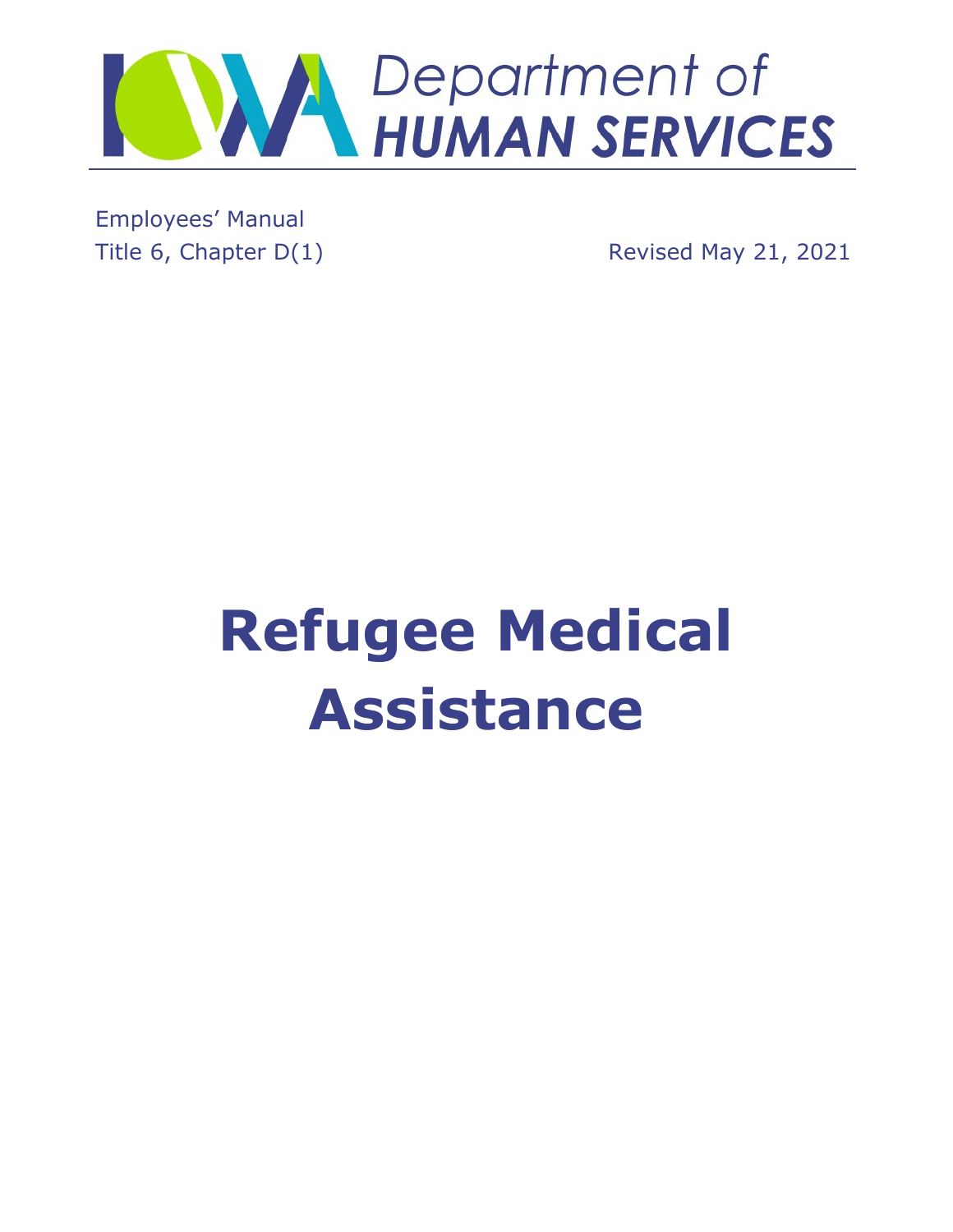Iowa Department of Human Services

Employees' Manual
Title 6, Chapter D(1)

Revised May 21, 2021

# Refugee Medical Assistance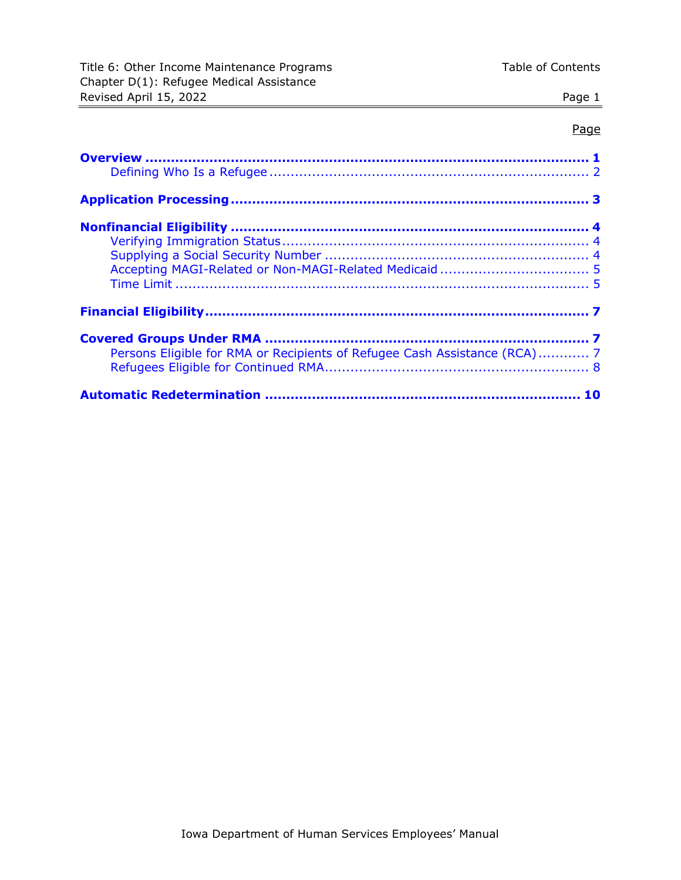| | Page |
|---|---|
| **Overview** | **1** |
| Defining Who Is a Refugee | 2 |
| **Application Processing** | **3** |
| **Nonfinancial Eligibility** | **4** |
| Verifying Immigration Status | 4 |
| Supplying a Social Security Number | 4 |
| Accepting MAGI-Related or Non-MAGI-Related Medicaid | 5 |
| Time Limit | 5 |
| **Financial Eligibility** | **7** |
| **Covered Groups Under RMA** | **7** |
| Persons Eligible for RMA or Recipients of Refugee Cash Assistance (RCA) | 7 |
| Refugees Eligible for Continued RMA | 8 |
| **Automatic Redetermination** | **10** |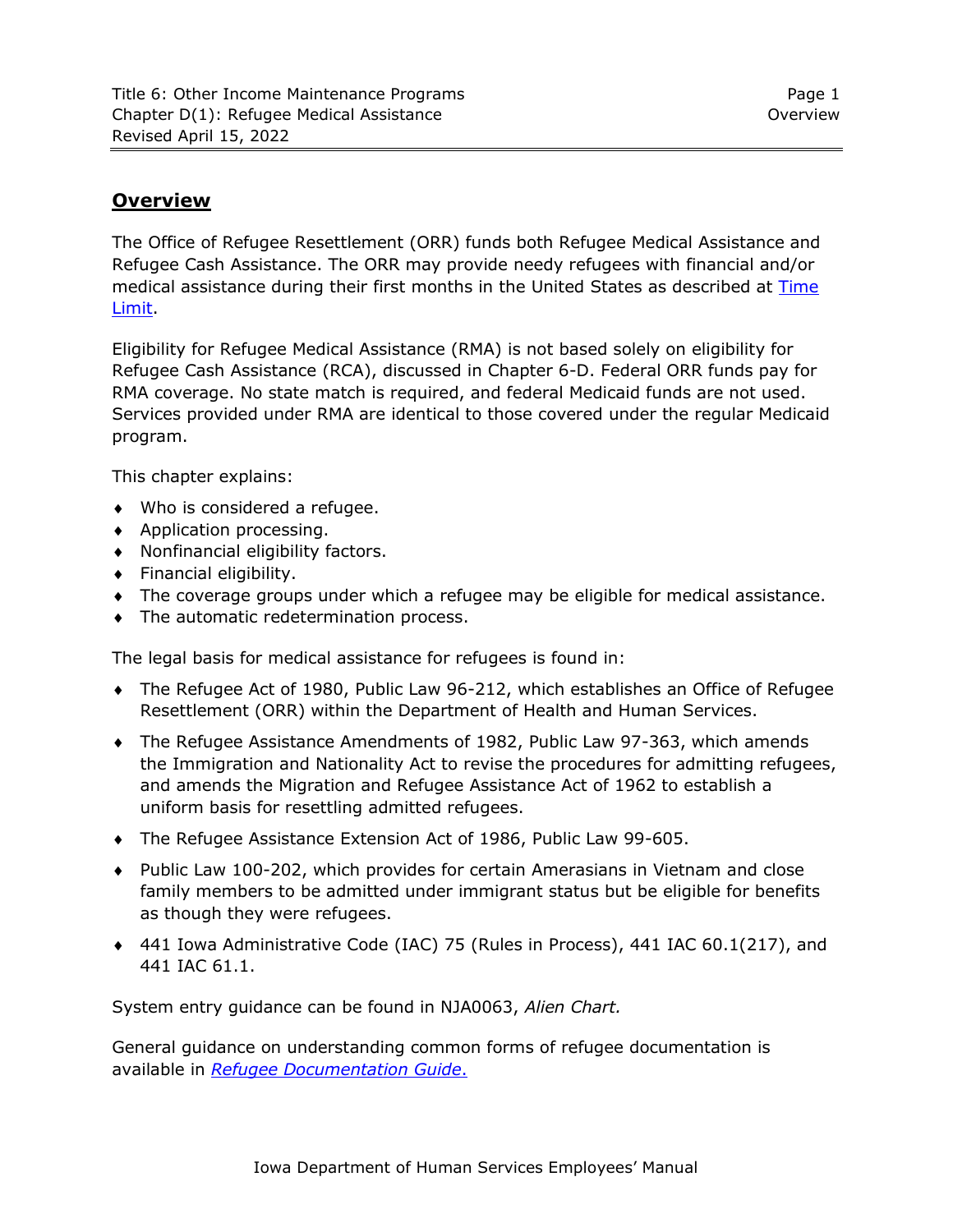## Overview

The Office of Refugee Resettlement (ORR) funds both Refugee Medical Assistance and Refugee Cash Assistance. The ORR may provide needy refugees with financial and/or medical assistance during their first months in the United States as described at [Time Limit](#).

Eligibility for Refugee Medical Assistance (RMA) is not based solely on eligibility for Refugee Cash Assistance (RCA), discussed in Chapter 6-D. Federal ORR funds pay for RMA coverage. No state match is required, and federal Medicaid funds are not used. Services provided under RMA are identical to those covered under the regular Medicaid program.

This chapter explains:

- Who is considered a refugee.
- Application processing.
- Nonfinancial eligibility factors.
- Financial eligibility.
- The coverage groups under which a refugee may be eligible for medical assistance.
- The automatic redetermination process.

The legal basis for medical assistance for refugees is found in:

- The Refugee Act of 1980, Public Law 96-212, which establishes an Office of Refugee Resettlement (ORR) within the Department of Health and Human Services.
- The Refugee Assistance Amendments of 1982, Public Law 97-363, which amends the Immigration and Nationality Act to revise the procedures for admitting refugees, and amends the Migration and Refugee Assistance Act of 1962 to establish a uniform basis for resettling admitted refugees.
- The Refugee Assistance Extension Act of 1986, Public Law 99-605.
- Public Law 100-202, which provides for certain Amerasians in Vietnam and close family members to be admitted under immigrant status but be eligible for benefits as though they were refugees.
- 441 Iowa Administrative Code (IAC) 75 (Rules in Process), 441 IAC 60.1(217), and 441 IAC 61.1.

System entry guidance can be found in NJA0063, *Alien Chart.*

General guidance on understanding common forms of refugee documentation is available in [*Refugee Documentation Guide*.](#)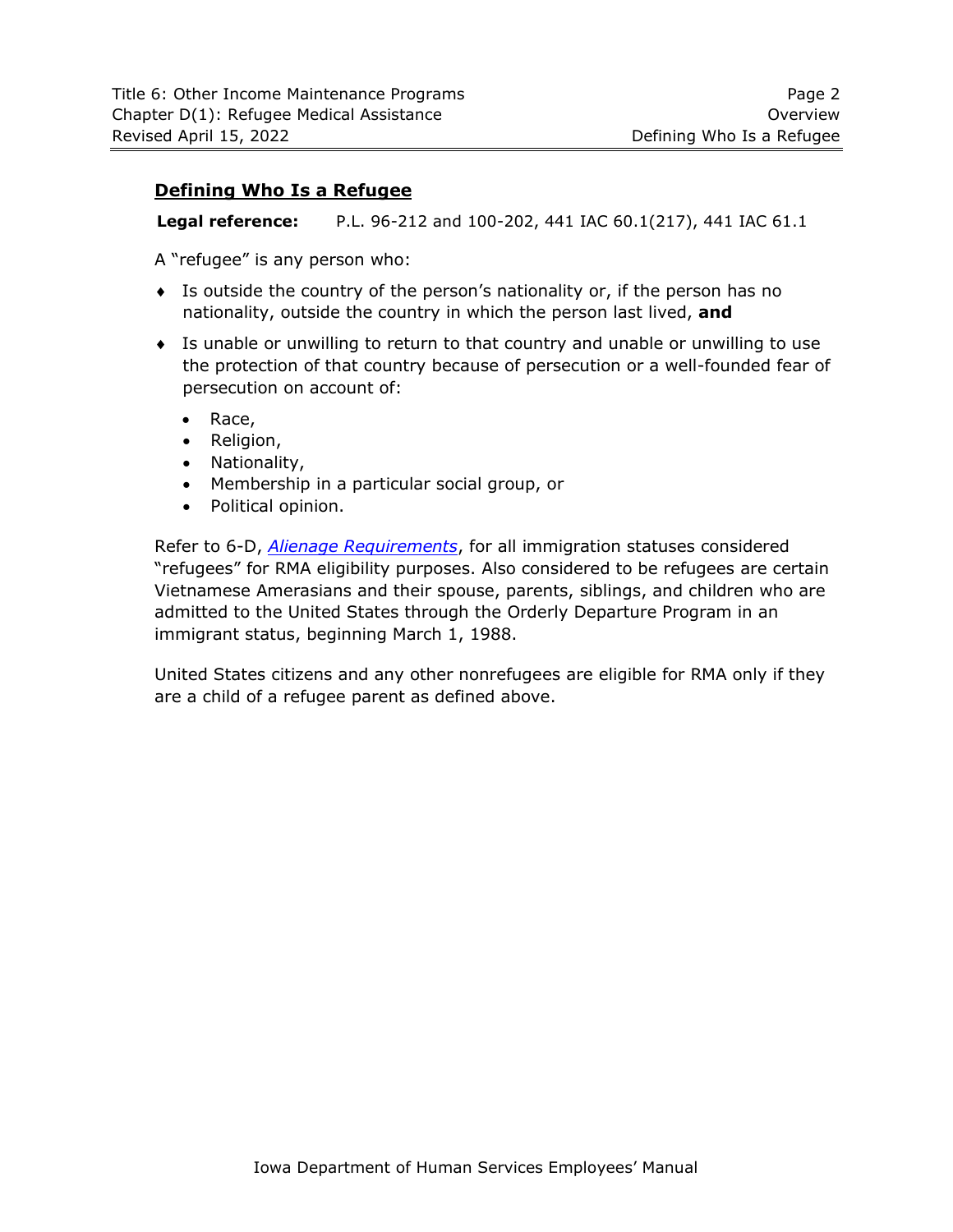## Defining Who Is a Refugee

**Legal reference:** P.L. 96-212 and 100-202, 441 IAC 60.1(217), 441 IAC 61.1

A "refugee" is any person who:

- Is outside the country of the person's nationality or, if the person has no nationality, outside the country in which the person last lived, **and**
- Is unable or unwilling to return to that country and unable or unwilling to use the protection of that country because of persecution or a well-founded fear of persecution on account of:
  - Race,
  - Religion,
  - Nationality,
  - Membership in a particular social group, or
  - Political opinion.

Refer to 6-D, *Alienage Requirements*, for all immigration statuses considered "refugees" for RMA eligibility purposes. Also considered to be refugees are certain Vietnamese Amerasians and their spouse, parents, siblings, and children who are admitted to the United States through the Orderly Departure Program in an immigrant status, beginning March 1, 1988.

United States citizens and any other nonrefugees are eligible for RMA only if they are a child of a refugee parent as defined above.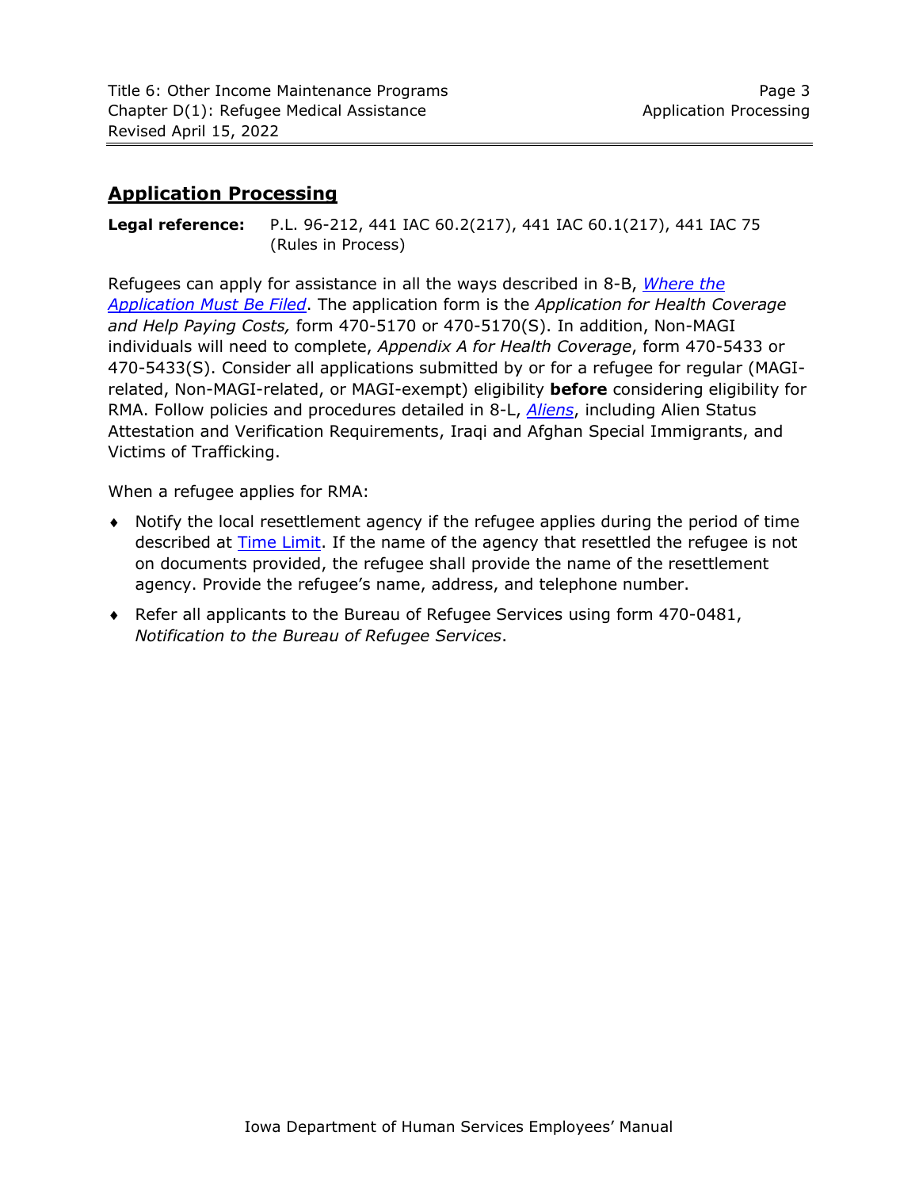## Application Processing

**Legal reference:** P.L. 96-212, 441 IAC 60.2(217), 441 IAC 60.1(217), 441 IAC 75 (Rules in Process)

Refugees can apply for assistance in all the ways described in 8-B, *Where the Application Must Be Filed*. The application form is the *Application for Health Coverage and Help Paying Costs,* form 470-5170 or 470-5170(S). In addition, Non-MAGI individuals will need to complete, *Appendix A for Health Coverage*, form 470-5433 or 470-5433(S). Consider all applications submitted by or for a refugee for regular (MAGI-related, Non-MAGI-related, or MAGI-exempt) eligibility **before** considering eligibility for RMA. Follow policies and procedures detailed in 8-L, *Aliens*, including Alien Status Attestation and Verification Requirements, Iraqi and Afghan Special Immigrants, and Victims of Trafficking.

When a refugee applies for RMA:

- Notify the local resettlement agency if the refugee applies during the period of time described at Time Limit. If the name of the agency that resettled the refugee is not on documents provided, the refugee shall provide the name of the resettlement agency. Provide the refugee's name, address, and telephone number.
- Refer all applicants to the Bureau of Refugee Services using form 470-0481, *Notification to the Bureau of Refugee Services*.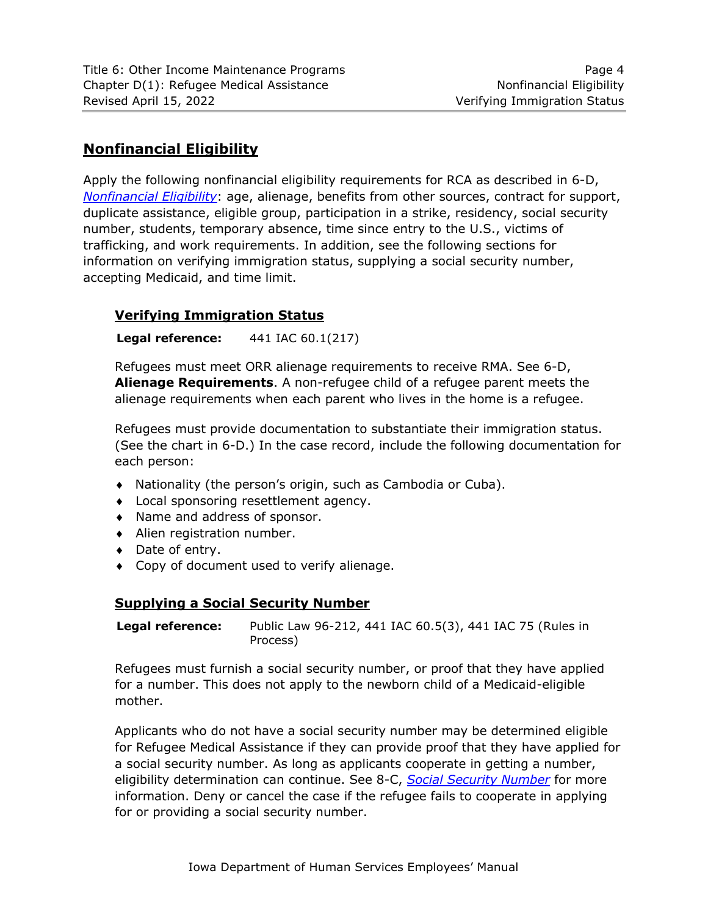## Nonfinancial Eligibility

Apply the following nonfinancial eligibility requirements for RCA as described in 6-D, *Nonfinancial Eligibility*: age, alienage, benefits from other sources, contract for support, duplicate assistance, eligible group, participation in a strike, residency, social security number, students, temporary absence, time since entry to the U.S., victims of trafficking, and work requirements. In addition, see the following sections for information on verifying immigration status, supplying a social security number, accepting Medicaid, and time limit.

### Verifying Immigration Status

**Legal reference:** 441 IAC 60.1(217)

Refugees must meet ORR alienage requirements to receive RMA. See 6-D, **Alienage Requirements**. A non-refugee child of a refugee parent meets the alienage requirements when each parent who lives in the home is a refugee.

Refugees must provide documentation to substantiate their immigration status. (See the chart in 6-D.) In the case record, include the following documentation for each person:

- Nationality (the person's origin, such as Cambodia or Cuba).
- Local sponsoring resettlement agency.
- Name and address of sponsor.
- Alien registration number.
- Date of entry.
- Copy of document used to verify alienage.

### Supplying a Social Security Number

**Legal reference:** Public Law 96-212, 441 IAC 60.5(3), 441 IAC 75 (Rules in Process)

Refugees must furnish a social security number, or proof that they have applied for a number. This does not apply to the newborn child of a Medicaid-eligible mother.

Applicants who do not have a social security number may be determined eligible for Refugee Medical Assistance if they can provide proof that they have applied for a social security number. As long as applicants cooperate in getting a number, eligibility determination can continue. See 8-C, *Social Security Number* for more information. Deny or cancel the case if the refugee fails to cooperate in applying for or providing a social security number.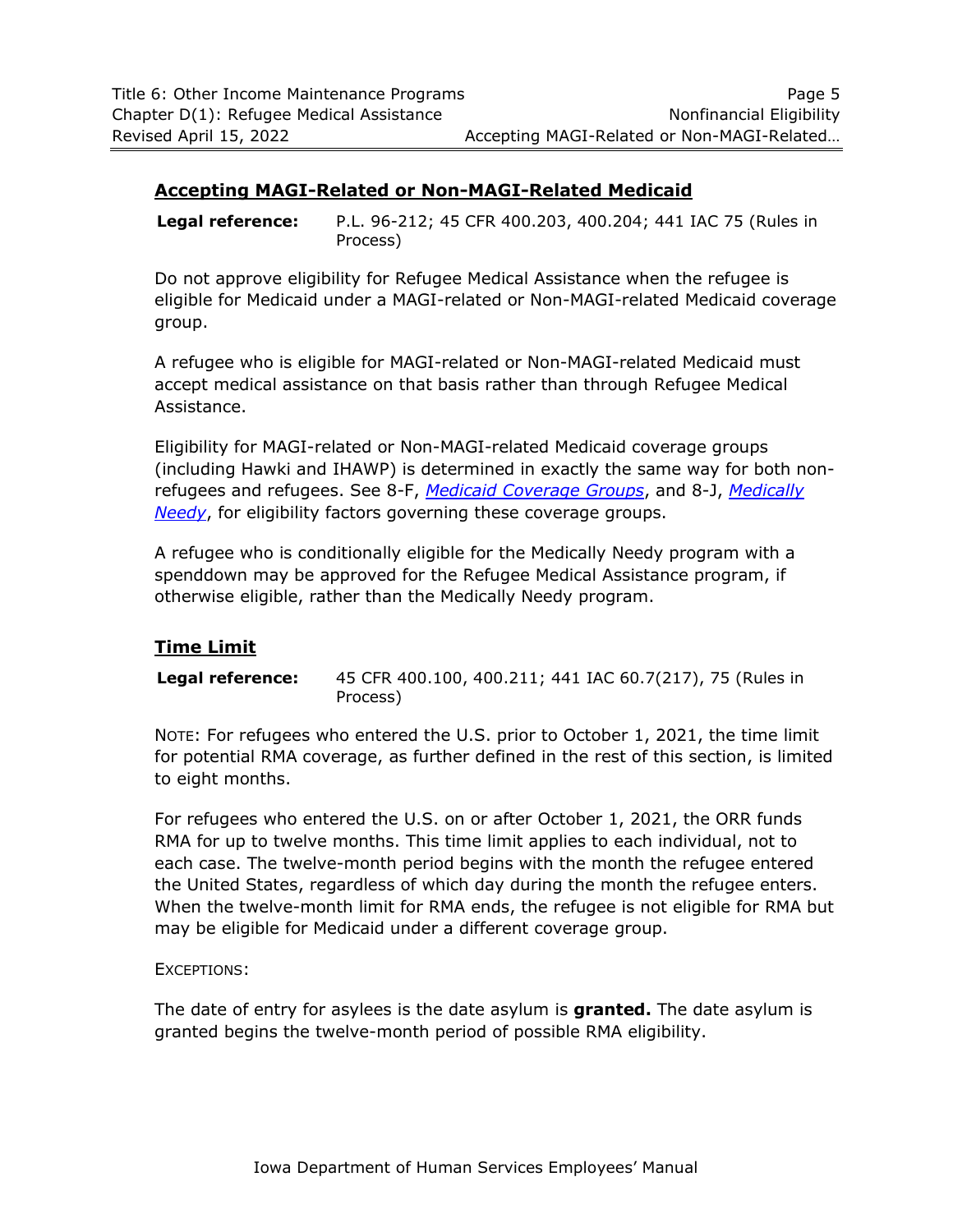## Accepting MAGI-Related or Non-MAGI-Related Medicaid

**Legal reference:** P.L. 96-212; 45 CFR 400.203, 400.204; 441 IAC 75 (Rules in Process)

Do not approve eligibility for Refugee Medical Assistance when the refugee is eligible for Medicaid under a MAGI-related or Non-MAGI-related Medicaid coverage group.

A refugee who is eligible for MAGI-related or Non-MAGI-related Medicaid must accept medical assistance on that basis rather than through Refugee Medical Assistance.

Eligibility for MAGI-related or Non-MAGI-related Medicaid coverage groups (including Hawki and IHAWP) is determined in exactly the same way for both non-refugees and refugees. See 8-F, *Medicaid Coverage Groups*, and 8-J, *Medically Needy*, for eligibility factors governing these coverage groups.

A refugee who is conditionally eligible for the Medically Needy program with a spenddown may be approved for the Refugee Medical Assistance program, if otherwise eligible, rather than the Medically Needy program.

## Time Limit

**Legal reference:** 45 CFR 400.100, 400.211; 441 IAC 60.7(217), 75 (Rules in Process)

NOTE: For refugees who entered the U.S. prior to October 1, 2021, the time limit for potential RMA coverage, as further defined in the rest of this section, is limited to eight months.

For refugees who entered the U.S. on or after October 1, 2021, the ORR funds RMA for up to twelve months. This time limit applies to each individual, not to each case. The twelve-month period begins with the month the refugee entered the United States, regardless of which day during the month the refugee enters. When the twelve-month limit for RMA ends, the refugee is not eligible for RMA but may be eligible for Medicaid under a different coverage group.

EXCEPTIONS:

The date of entry for asylees is the date asylum is **granted.** The date asylum is granted begins the twelve-month period of possible RMA eligibility.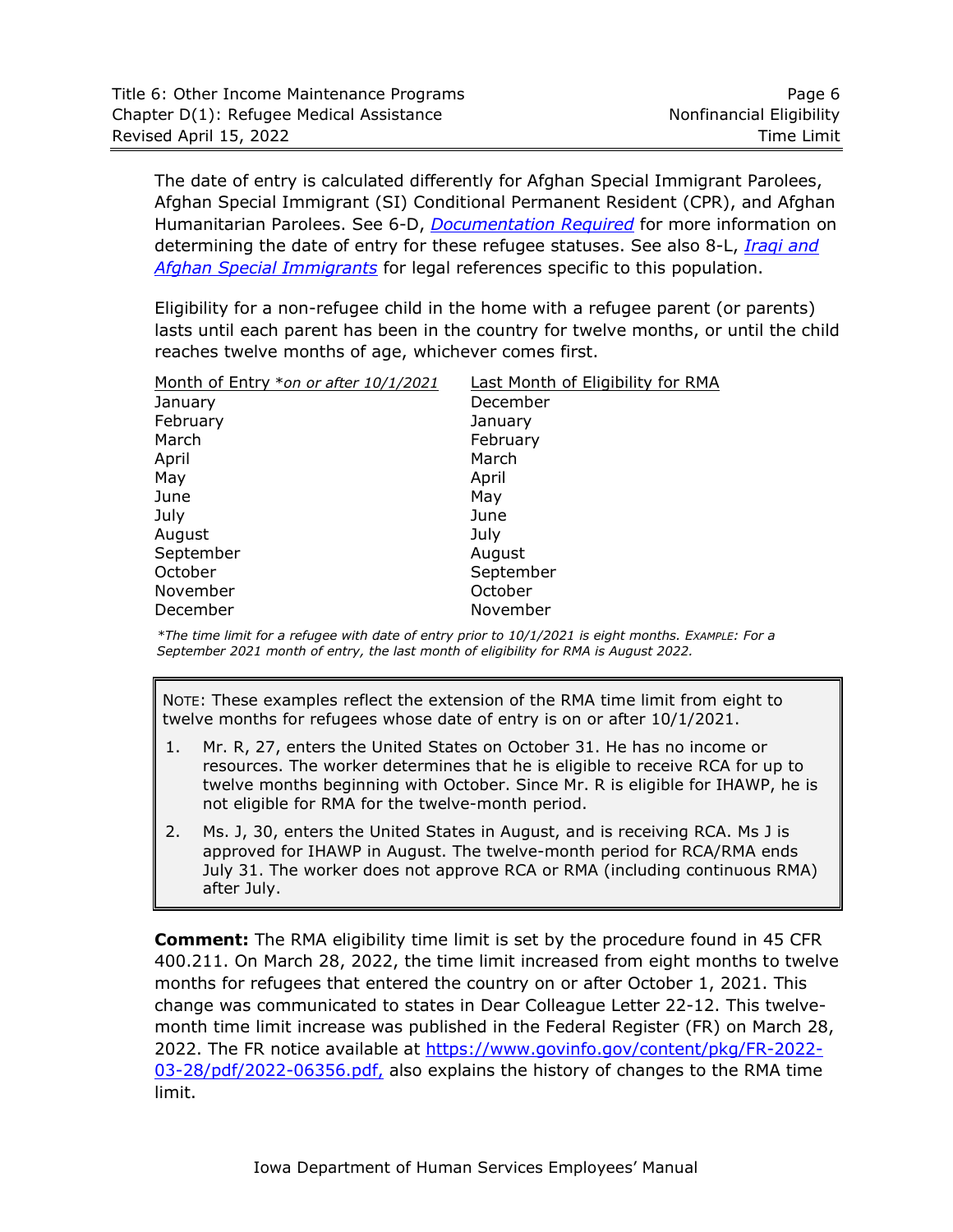The date of entry is calculated differently for Afghan Special Immigrant Parolees, Afghan Special Immigrant (SI) Conditional Permanent Resident (CPR), and Afghan Humanitarian Parolees. See 6-D, *Documentation Required* for more information on determining the date of entry for these refugee statuses. See also 8-L, *Iraqi and Afghan Special Immigrants* for legal references specific to this population.

Eligibility for a non-refugee child in the home with a refugee parent (or parents) lasts until each parent has been in the country for twelve months, or until the child reaches twelve months of age, whichever comes first.

| Month of Entry *on or after 10/1/2021* | Last Month of Eligibility for RMA |
|---|---|
| January | December |
| February | January |
| March | February |
| April | March |
| May | April |
| June | May |
| July | June |
| August | July |
| September | August |
| October | September |
| November | October |
| December | November |

*\*The time limit for a refugee with date of entry prior to 10/1/2021 is eight months. EXAMPLE: For a September 2021 month of entry, the last month of eligibility for RMA is August 2022.*

> NOTE: These examples reflect the extension of the RMA time limit from eight to twelve months for refugees whose date of entry is on or after 10/1/2021.
>
> 1. Mr. R, 27, enters the United States on October 31. He has no income or resources. The worker determines that he is eligible to receive RCA for up to twelve months beginning with October. Since Mr. R is eligible for IHAWP, he is not eligible for RMA for the twelve-month period.
> 2. Ms. J, 30, enters the United States in August, and is receiving RCA. Ms J is approved for IHAWP in August. The twelve-month period for RCA/RMA ends July 31. The worker does not approve RCA or RMA (including continuous RMA) after July.

**Comment:** The RMA eligibility time limit is set by the procedure found in 45 CFR 400.211. On March 28, 2022, the time limit increased from eight months to twelve months for refugees that entered the country on or after October 1, 2021. This change was communicated to states in Dear Colleague Letter 22-12. This twelve-month time limit increase was published in the Federal Register (FR) on March 28, 2022. The FR notice available at https://www.govinfo.gov/content/pkg/FR-2022-03-28/pdf/2022-06356.pdf, also explains the history of changes to the RMA time limit.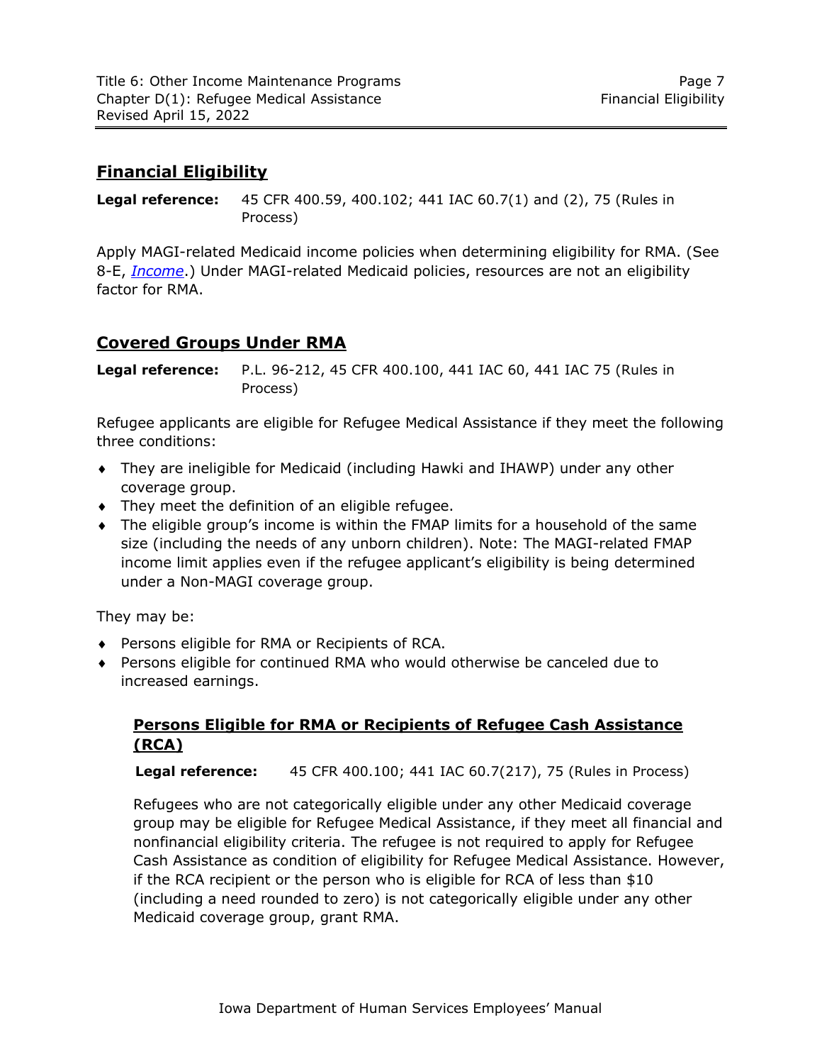## Financial Eligibility

**Legal reference:** 45 CFR 400.59, 400.102; 441 IAC 60.7(1) and (2), 75 (Rules in Process)

Apply MAGI-related Medicaid income policies when determining eligibility for RMA. (See 8-E, *Income*.) Under MAGI-related Medicaid policies, resources are not an eligibility factor for RMA.

## Covered Groups Under RMA

**Legal reference:** P.L. 96-212, 45 CFR 400.100, 441 IAC 60, 441 IAC 75 (Rules in Process)

Refugee applicants are eligible for Refugee Medical Assistance if they meet the following three conditions:

- They are ineligible for Medicaid (including Hawki and IHAWP) under any other coverage group.
- They meet the definition of an eligible refugee.
- The eligible group's income is within the FMAP limits for a household of the same size (including the needs of any unborn children). Note: The MAGI-related FMAP income limit applies even if the refugee applicant's eligibility is being determined under a Non-MAGI coverage group.

They may be:

- Persons eligible for RMA or Recipients of RCA.
- Persons eligible for continued RMA who would otherwise be canceled due to increased earnings.

### Persons Eligible for RMA or Recipients of Refugee Cash Assistance (RCA)

**Legal reference:** 45 CFR 400.100; 441 IAC 60.7(217), 75 (Rules in Process)

Refugees who are not categorically eligible under any other Medicaid coverage group may be eligible for Refugee Medical Assistance, if they meet all financial and nonfinancial eligibility criteria. The refugee is not required to apply for Refugee Cash Assistance as condition of eligibility for Refugee Medical Assistance. However, if the RCA recipient or the person who is eligible for RCA of less than $10 (including a need rounded to zero) is not categorically eligible under any other Medicaid coverage group, grant RMA.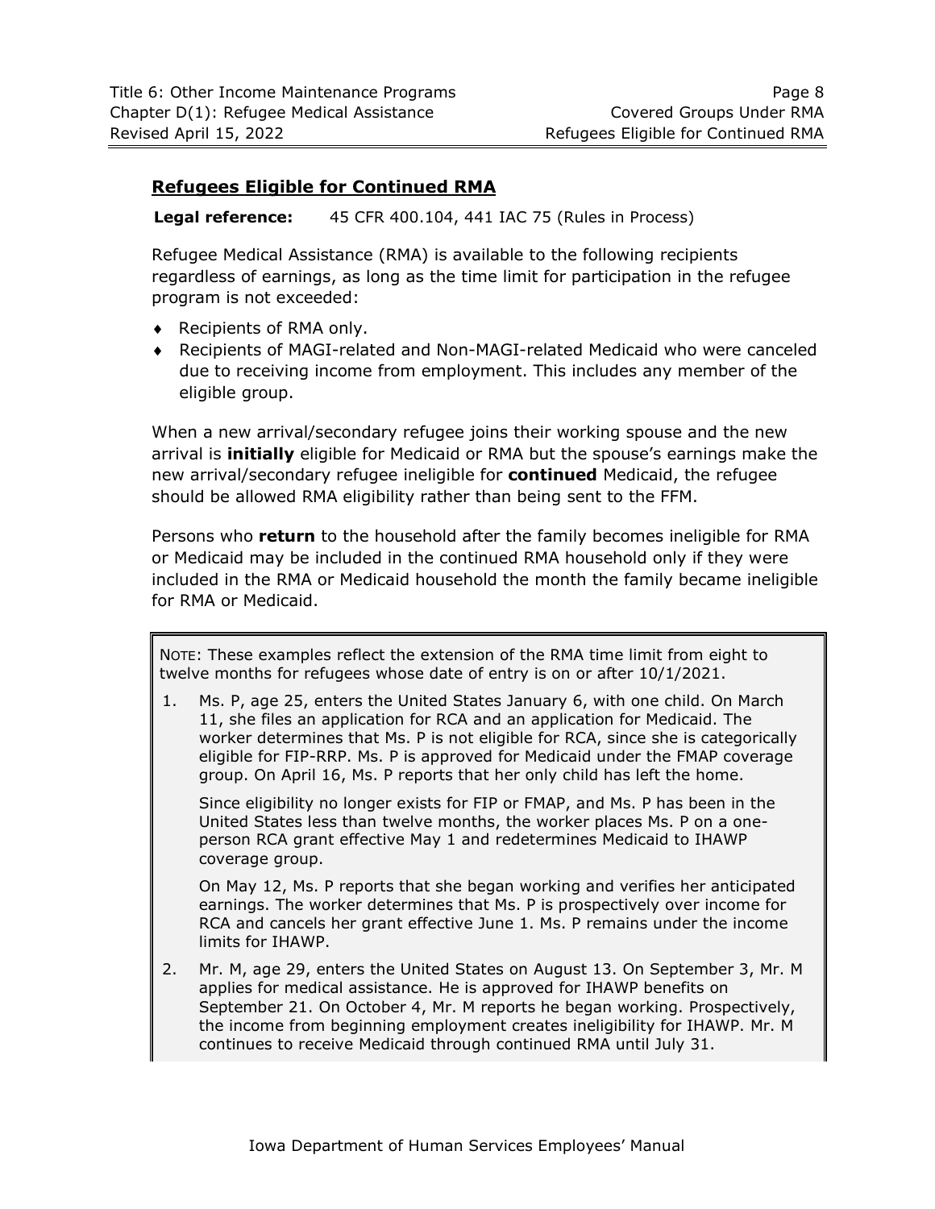## Refugees Eligible for Continued RMA

**Legal reference:** 45 CFR 400.104, 441 IAC 75 (Rules in Process)

Refugee Medical Assistance (RMA) is available to the following recipients regardless of earnings, as long as the time limit for participation in the refugee program is not exceeded:

- Recipients of RMA only.
- Recipients of MAGI-related and Non-MAGI-related Medicaid who were canceled due to receiving income from employment. This includes any member of the eligible group.

When a new arrival/secondary refugee joins their working spouse and the new arrival is **initially** eligible for Medicaid or RMA but the spouse's earnings make the new arrival/secondary refugee ineligible for **continued** Medicaid, the refugee should be allowed RMA eligibility rather than being sent to the FFM.

Persons who **return** to the household after the family becomes ineligible for RMA or Medicaid may be included in the continued RMA household only if they were included in the RMA or Medicaid household the month the family became ineligible for RMA or Medicaid.

> NOTE: These examples reflect the extension of the RMA time limit from eight to twelve months for refugees whose date of entry is on or after 10/1/2021.
>
> 1. Ms. P, age 25, enters the United States January 6, with one child. On March 11, she files an application for RCA and an application for Medicaid. The worker determines that Ms. P is not eligible for RCA, since she is categorically eligible for FIP-RRP. Ms. P is approved for Medicaid under the FMAP coverage group. On April 16, Ms. P reports that her only child has left the home.
>
>    Since eligibility no longer exists for FIP or FMAP, and Ms. P has been in the United States less than twelve months, the worker places Ms. P on a one-person RCA grant effective May 1 and redetermines Medicaid to IHAWP coverage group.
>
>    On May 12, Ms. P reports that she began working and verifies her anticipated earnings. The worker determines that Ms. P is prospectively over income for RCA and cancels her grant effective June 1. Ms. P remains under the income limits for IHAWP.
>
> 2. Mr. M, age 29, enters the United States on August 13. On September 3, Mr. M applies for medical assistance. He is approved for IHAWP benefits on September 21. On October 4, Mr. M reports he began working. Prospectively, the income from beginning employment creates ineligibility for IHAWP. Mr. M continues to receive Medicaid through continued RMA until July 31.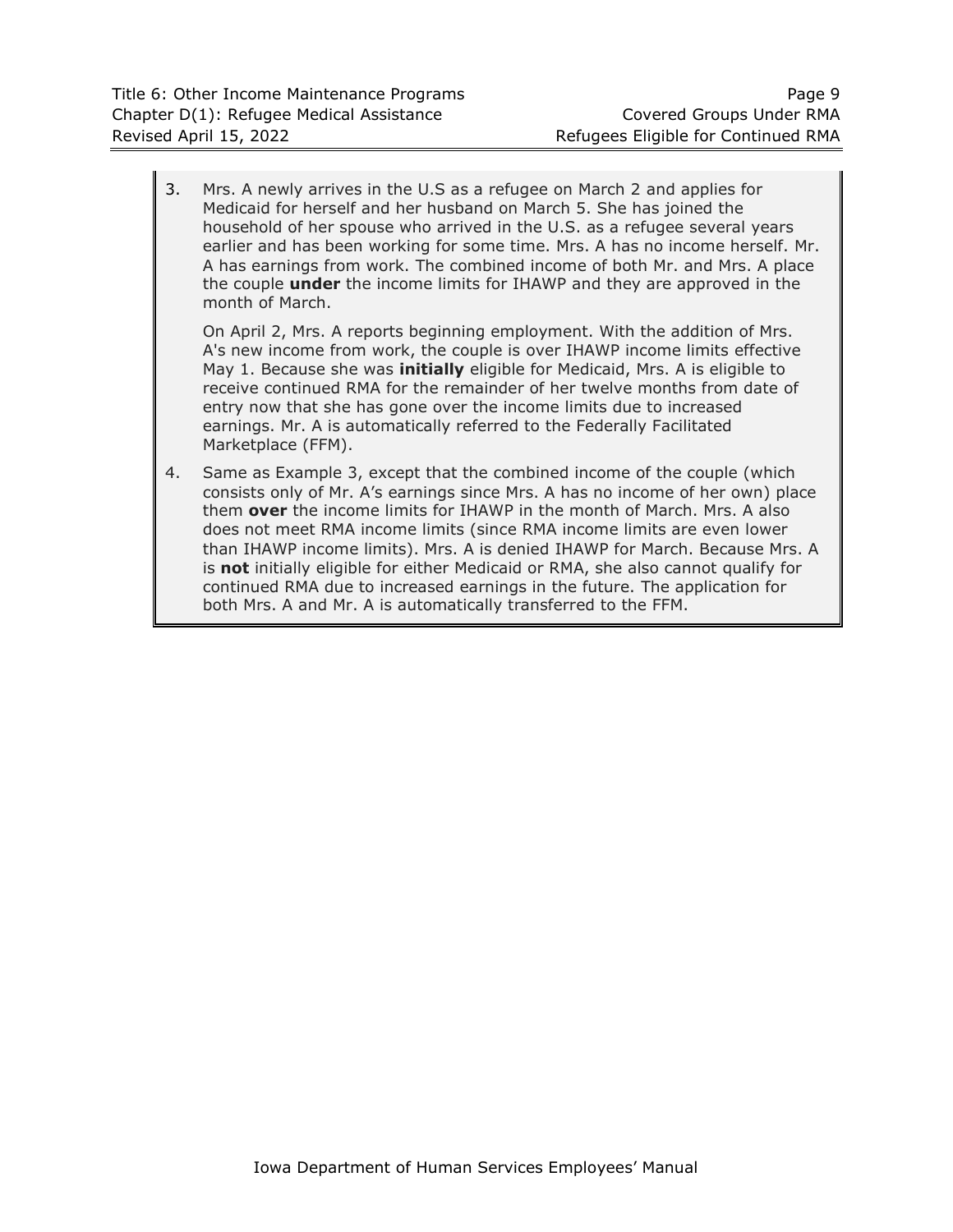3. Mrs. A newly arrives in the U.S as a refugee on March 2 and applies for Medicaid for herself and her husband on March 5. She has joined the household of her spouse who arrived in the U.S. as a refugee several years earlier and has been working for some time. Mrs. A has no income herself. Mr. A has earnings from work. The combined income of both Mr. and Mrs. A place the couple **under** the income limits for IHAWP and they are approved in the month of March.

   On April 2, Mrs. A reports beginning employment. With the addition of Mrs. A's new income from work, the couple is over IHAWP income limits effective May 1. Because she was **initially** eligible for Medicaid, Mrs. A is eligible to receive continued RMA for the remainder of her twelve months from date of entry now that she has gone over the income limits due to increased earnings. Mr. A is automatically referred to the Federally Facilitated Marketplace (FFM).

4. Same as Example 3, except that the combined income of the couple (which consists only of Mr. A's earnings since Mrs. A has no income of her own) place them **over** the income limits for IHAWP in the month of March. Mrs. A also does not meet RMA income limits (since RMA income limits are even lower than IHAWP income limits). Mrs. A is denied IHAWP for March. Because Mrs. A is **not** initially eligible for either Medicaid or RMA, she also cannot qualify for continued RMA due to increased earnings in the future. The application for both Mrs. A and Mr. A is automatically transferred to the FFM.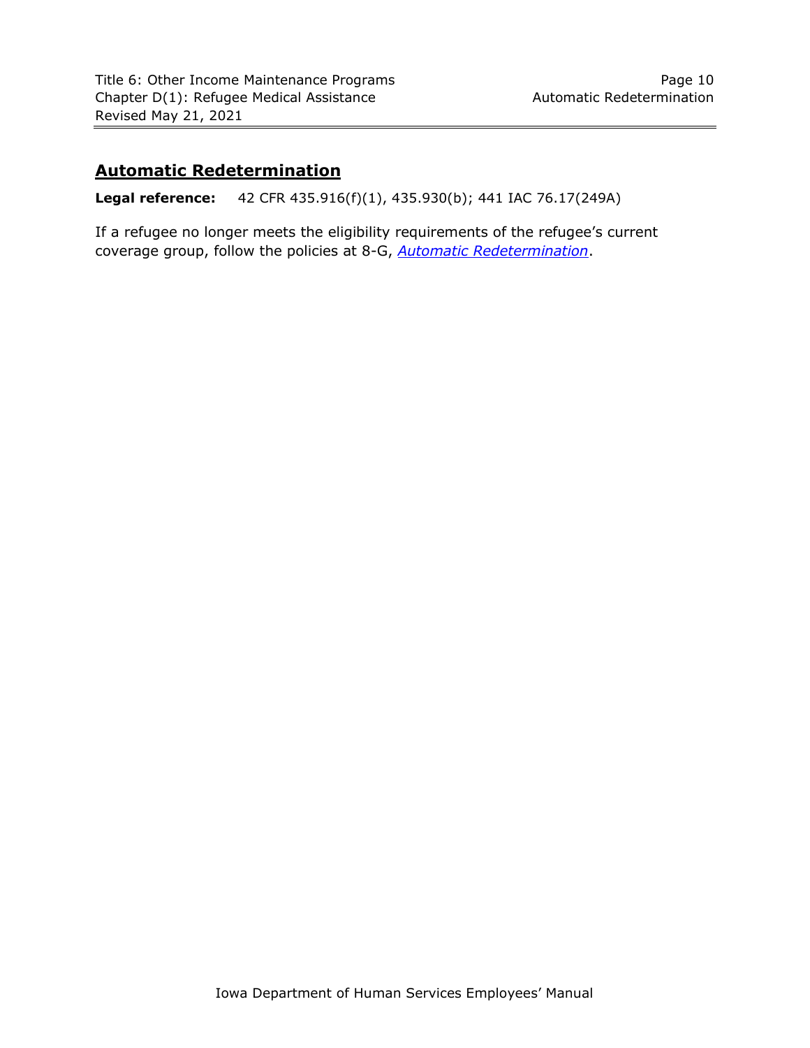## Automatic Redetermination

**Legal reference:** 42 CFR 435.916(f)(1), 435.930(b); 441 IAC 76.17(249A)

If a refugee no longer meets the eligibility requirements of the refugee's current coverage group, follow the policies at 8-G, *Automatic Redetermination*.